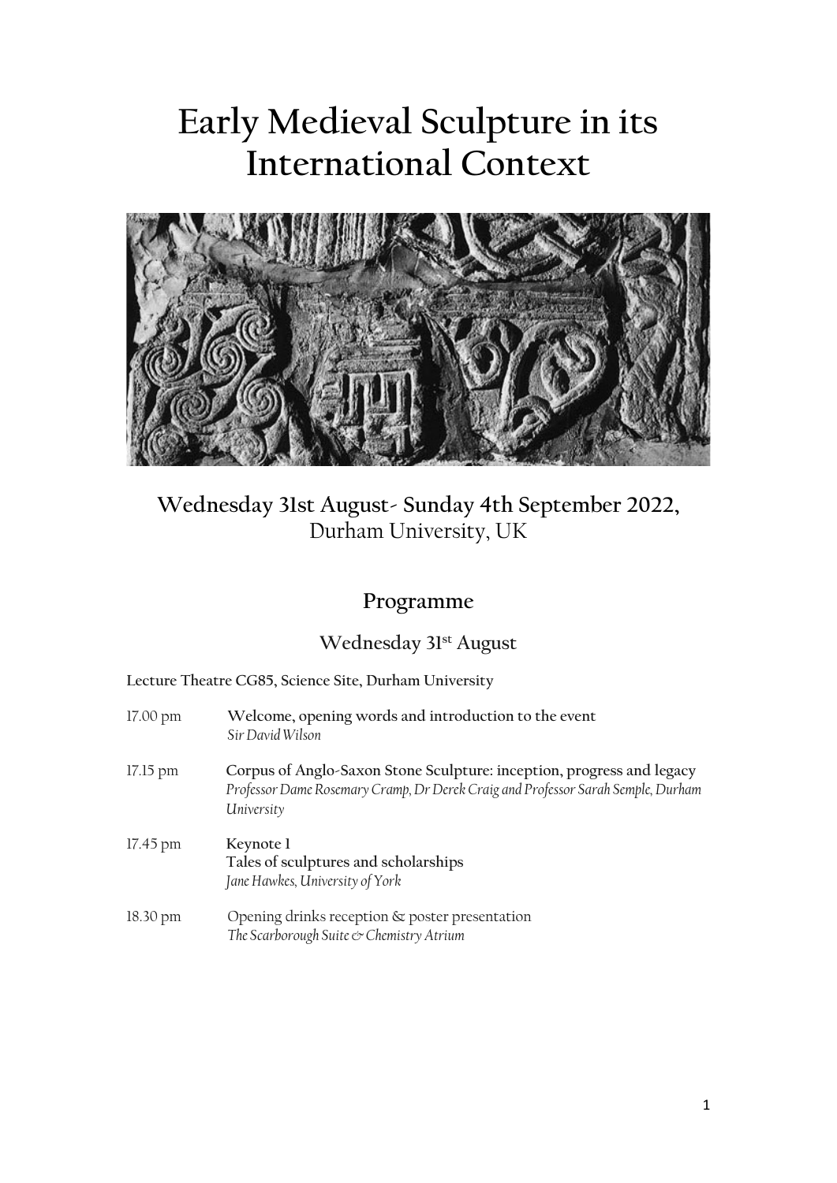# Early Medieval Sculpture in its International Context

**Wednesday 31st August- Sunday 4th September 2022,**
Durham University, UK

## Programme

### Wednesday 31st August

**Lecture Theatre CG85, Science Site, Durham University**

17.00 pm **Welcome, opening words and introduction to the event**
*Sir David Wilson*

17.15 pm **Corpus of Anglo-Saxon Stone Sculpture: inception, progress and legacy**
*Professor Dame Rosemary Cramp, Dr Derek Craig and Professor Sarah Semple, Durham University*

17.45 pm **Keynote 1**
**Tales of sculptures and scholarships**
*Jane Hawkes, University of York*

18.30 pm Opening drinks reception & poster presentation
*The Scarborough Suite & Chemistry Atrium*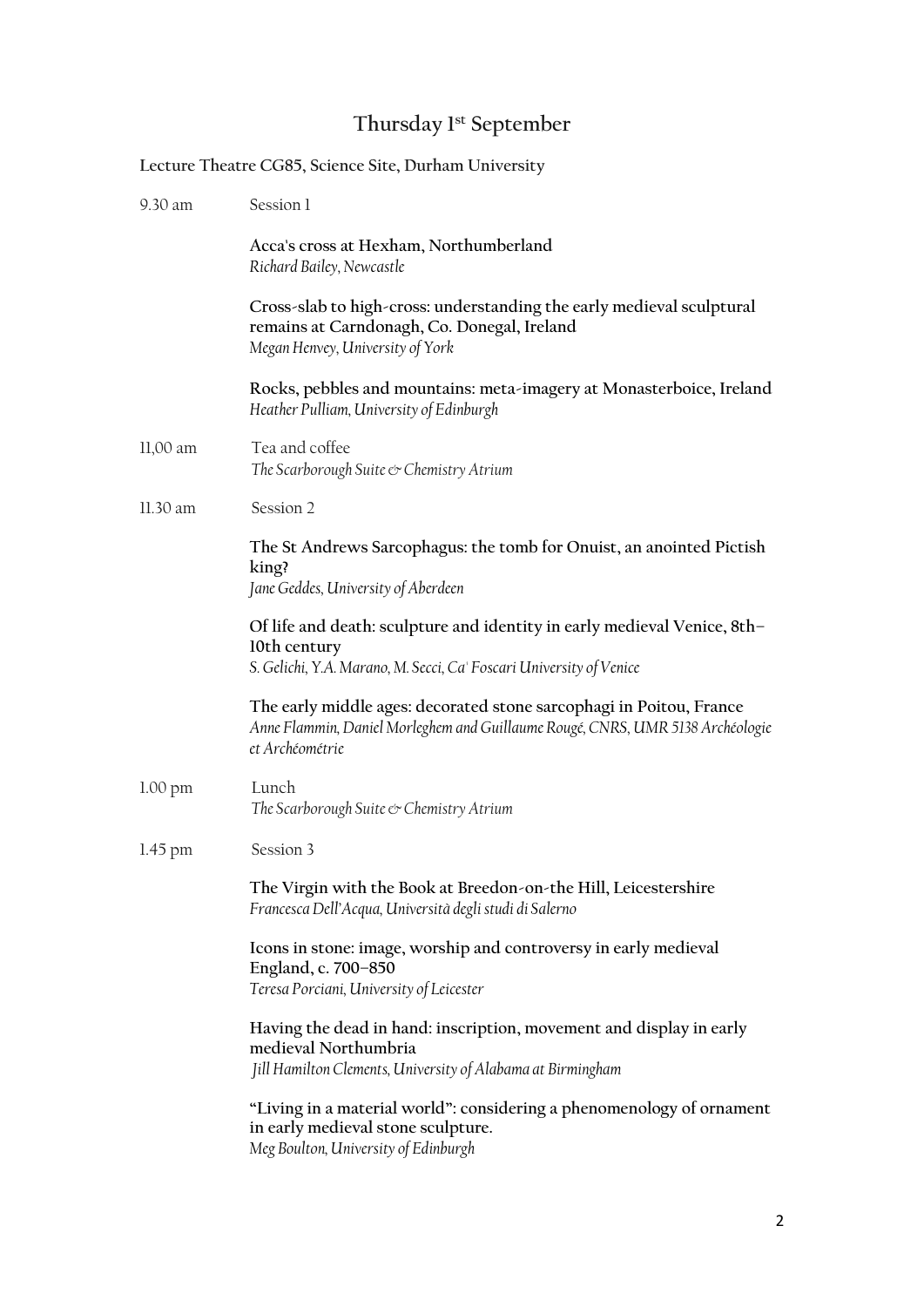# Thursday 1st September

**Lecture Theatre CG85, Science Site, Durham University**

9.30 am — Session 1

**Acca's cross at Hexham, Northumberland**
*Richard Bailey, Newcastle*

**Cross-slab to high-cross: understanding the early medieval sculptural remains at Carndonagh, Co. Donegal, Ireland**
*Megan Henvey, University of York*

**Rocks, pebbles and mountains: meta-imagery at Monasterboice, Ireland**
*Heather Pulliam, University of Edinburgh*

11,00 am — Tea and coffee
*The Scarborough Suite & Chemistry Atrium*

11.30 am — Session 2

**The St Andrews Sarcophagus: the tomb for Onuist, an anointed Pictish king?**
*Jane Geddes, University of Aberdeen*

**Of life and death: sculpture and identity in early medieval Venice, 8th–10th century**
*S. Gelichi, Y.A. Marano, M. Secci, Ca' Foscari University of Venice*

**The early middle ages: decorated stone sarcophagi in Poitou, France**
*Anne Flammin, Daniel Morleghem and Guillaume Rougé, CNRS, UMR 5138 Archéologie et Archéométrie*

1.00 pm — Lunch
*The Scarborough Suite & Chemistry Atrium*

1.45 pm — Session 3

**The Virgin with the Book at Breedon-on-the Hill, Leicestershire**
*Francesca Dell'Acqua, Università degli studi di Salerno*

**Icons in stone: image, worship and controversy in early medieval England, c. 700–850**
*Teresa Porciani, University of Leicester*

**Having the dead in hand: inscription, movement and display in early medieval Northumbria**
*Jill Hamilton Clements, University of Alabama at Birmingham*

**"Living in a material world": considering a phenomenology of ornament in early medieval stone sculpture.**
*Meg Boulton, University of Edinburgh*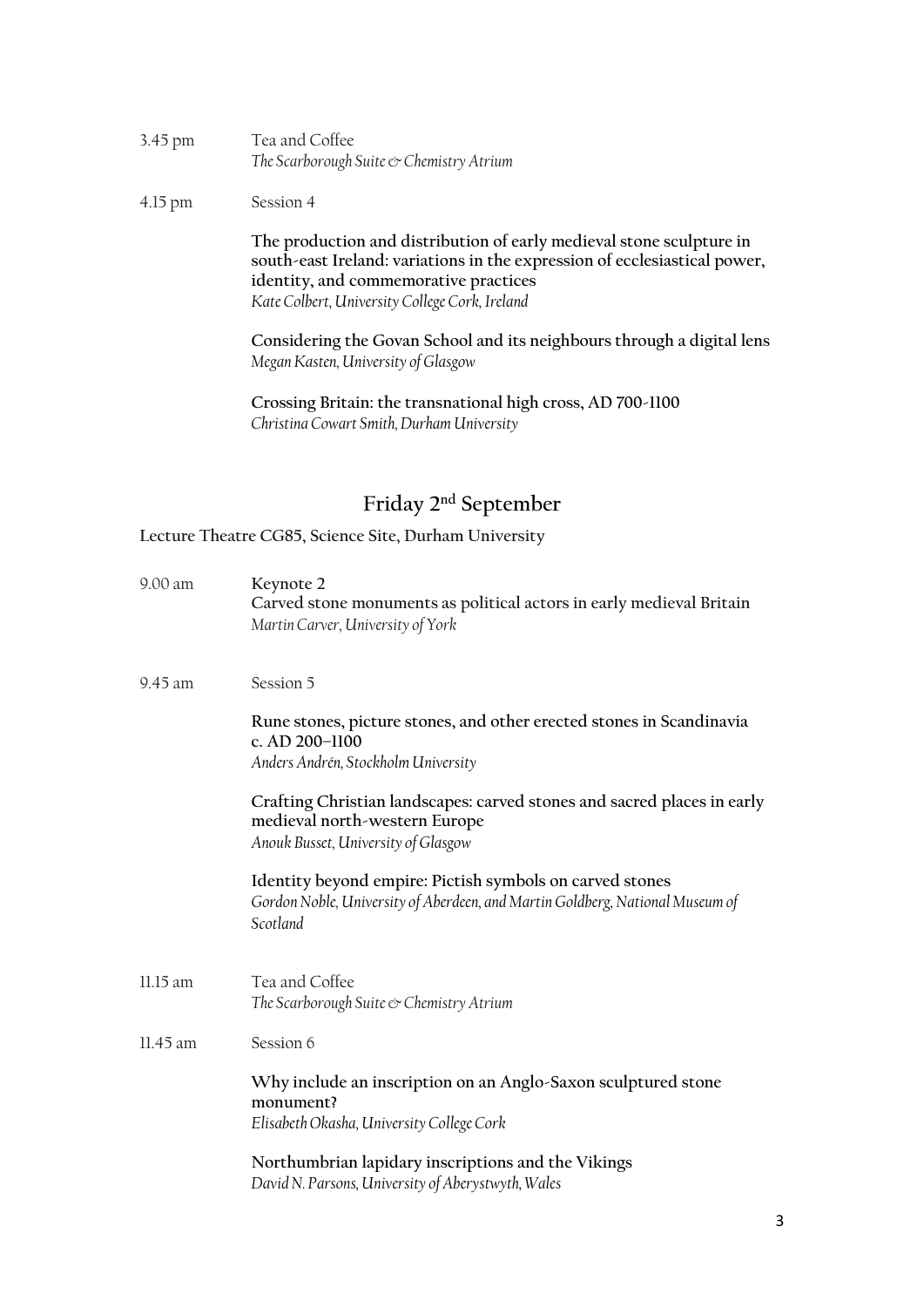3.45 pm Tea and Coffee
*The Scarborough Suite & Chemistry Atrium*

4.15 pm Session 4

**The production and distribution of early medieval stone sculpture in south-east Ireland: variations in the expression of ecclesiastical power, identity, and commemorative practices**
*Kate Colbert, University College Cork, Ireland*

**Considering the Govan School and its neighbours through a digital lens**
*Megan Kasten, University of Glasgow*

**Crossing Britain: the transnational high cross, AD 700-1100**
*Christina Cowart Smith, Durham University*

## Friday 2nd September

**Lecture Theatre CG85, Science Site, Durham University**

9.00 am **Keynote 2**
**Carved stone monuments as political actors in early medieval Britain**
*Martin Carver, University of York*

9.45 am Session 5

**Rune stones, picture stones, and other erected stones in Scandinavia c. AD 200–1100**
*Anders Andrén, Stockholm University*

**Crafting Christian landscapes: carved stones and sacred places in early medieval north-western Europe**
*Anouk Busset, University of Glasgow*

**Identity beyond empire: Pictish symbols on carved stones**
*Gordon Noble, University of Aberdeen, and Martin Goldberg, National Museum of Scotland*

11.15 am Tea and Coffee
*The Scarborough Suite & Chemistry Atrium*

11.45 am Session 6

**Why include an inscription on an Anglo-Saxon sculptured stone monument?**
*Elisabeth Okasha, University College Cork*

**Northumbrian lapidary inscriptions and the Vikings**
*David N. Parsons, University of Aberystwyth, Wales*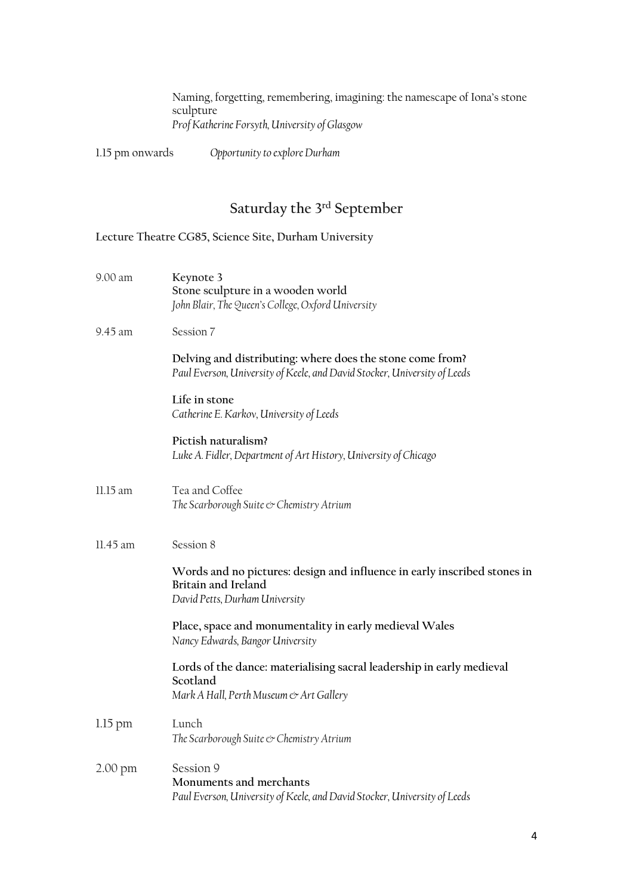Naming, forgetting, remembering, imagining: the namescape of Iona's stone sculpture
*Prof Katherine Forsyth, University of Glasgow*

1.15 pm onwards *Opportunity to explore Durham*

## Saturday the 3rd September

**Lecture Theatre CG85, Science Site, Durham University**

9.00 am **Keynote 3**
**Stone sculpture in a wooden world**
*John Blair, The Queen's College, Oxford University*

9.45 am Session 7

**Delving and distributing: where does the stone come from?**
*Paul Everson, University of Keele, and David Stocker, University of Leeds*

**Life in stone**
*Catherine E. Karkov, University of Leeds*

**Pictish naturalism?**
*Luke A. Fidler, Department of Art History, University of Chicago*

11.15 am Tea and Coffee
*The Scarborough Suite & Chemistry Atrium*

11.45 am Session 8

**Words and no pictures: design and influence in early inscribed stones in Britain and Ireland**
*David Petts, Durham University*

**Place, space and monumentality in early medieval Wales**
*Nancy Edwards, Bangor University*

**Lords of the dance: materialising sacral leadership in early medieval Scotland**
*Mark A Hall, Perth Museum & Art Gallery*

1.15 pm Lunch
*The Scarborough Suite & Chemistry Atrium*

2.00 pm Session 9
**Monuments and merchants**
*Paul Everson, University of Keele, and David Stocker, University of Leeds*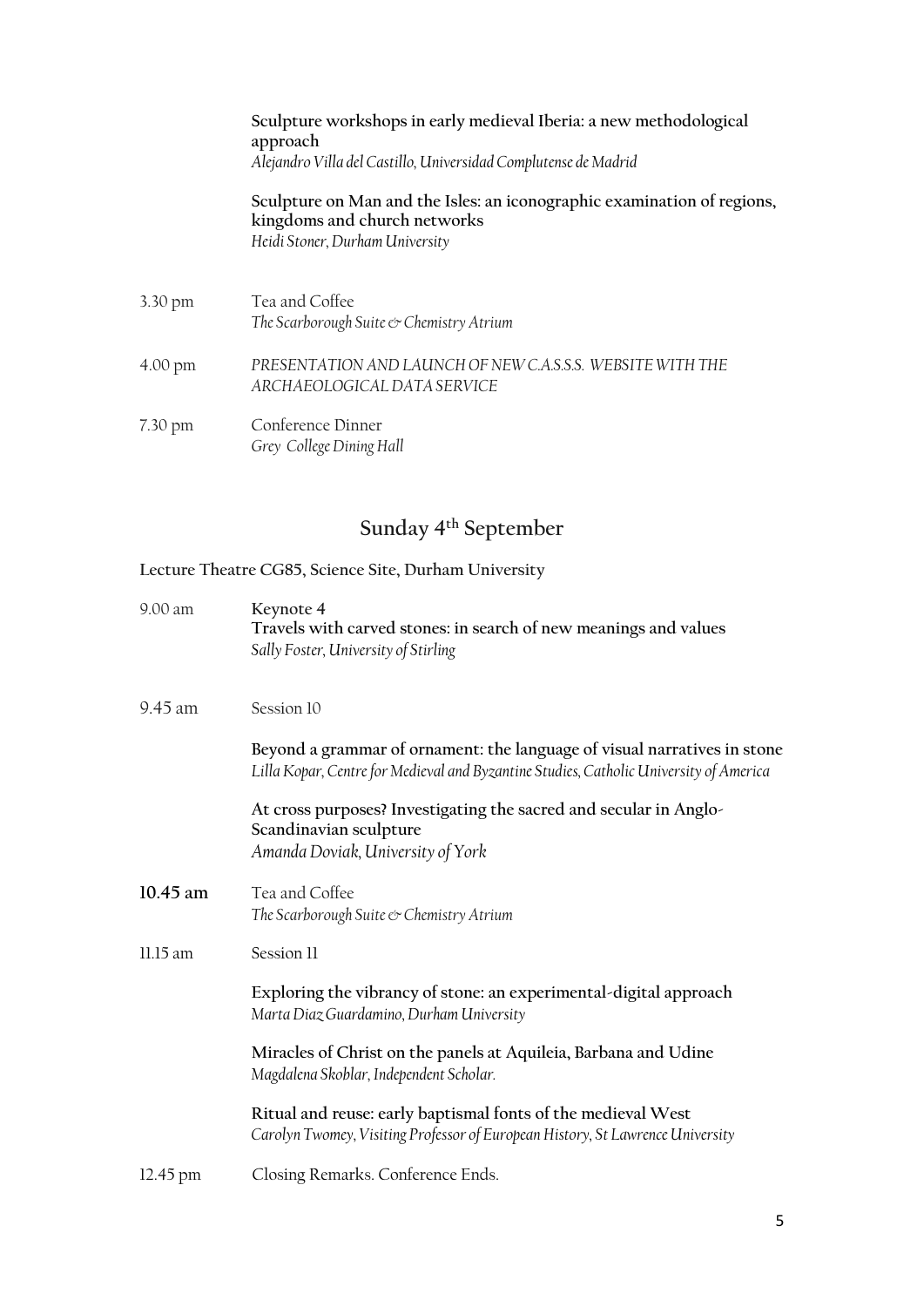**Sculpture workshops in early medieval Iberia: a new methodological approach**
*Alejandro Villa del Castillo, Universidad Complutense de Madrid*

**Sculpture on Man and the Isles: an iconographic examination of regions, kingdoms and church networks**
*Heidi Stoner, Durham University*

3.30 pm Tea and Coffee
*The Scarborough Suite & Chemistry Atrium*

4.00 pm *PRESENTATION AND LAUNCH OF NEW C.A.S.S.S. WEBSITE WITH THE ARCHAEOLOGICAL DATA SERVICE*

7.30 pm Conference Dinner
*Grey College Dining Hall*

## Sunday 4th September

**Lecture Theatre CG85, Science Site, Durham University**

9.00 am **Keynote 4**
**Travels with carved stones: in search of new meanings and values**
*Sally Foster, University of Stirling*

9.45 am Session 10

**Beyond a grammar of ornament: the language of visual narratives in stone**
*Lilla Kopar, Centre for Medieval and Byzantine Studies, Catholic University of America*

**At cross purposes? Investigating the sacred and secular in Anglo-Scandinavian sculpture**
*Amanda Doviak, University of York*

**10.45 am** Tea and Coffee
*The Scarborough Suite & Chemistry Atrium*

11.15 am Session 11

**Exploring the vibrancy of stone: an experimental-digital approach**
*Marta Diaz Guardamino, Durham University*

**Miracles of Christ on the panels at Aquileia, Barbana and Udine**
*Magdalena Skoblar, Independent Scholar.*

**Ritual and reuse: early baptismal fonts of the medieval West**
*Carolyn Twomey, Visiting Professor of European History, St Lawrence University*

12.45 pm Closing Remarks. Conference Ends.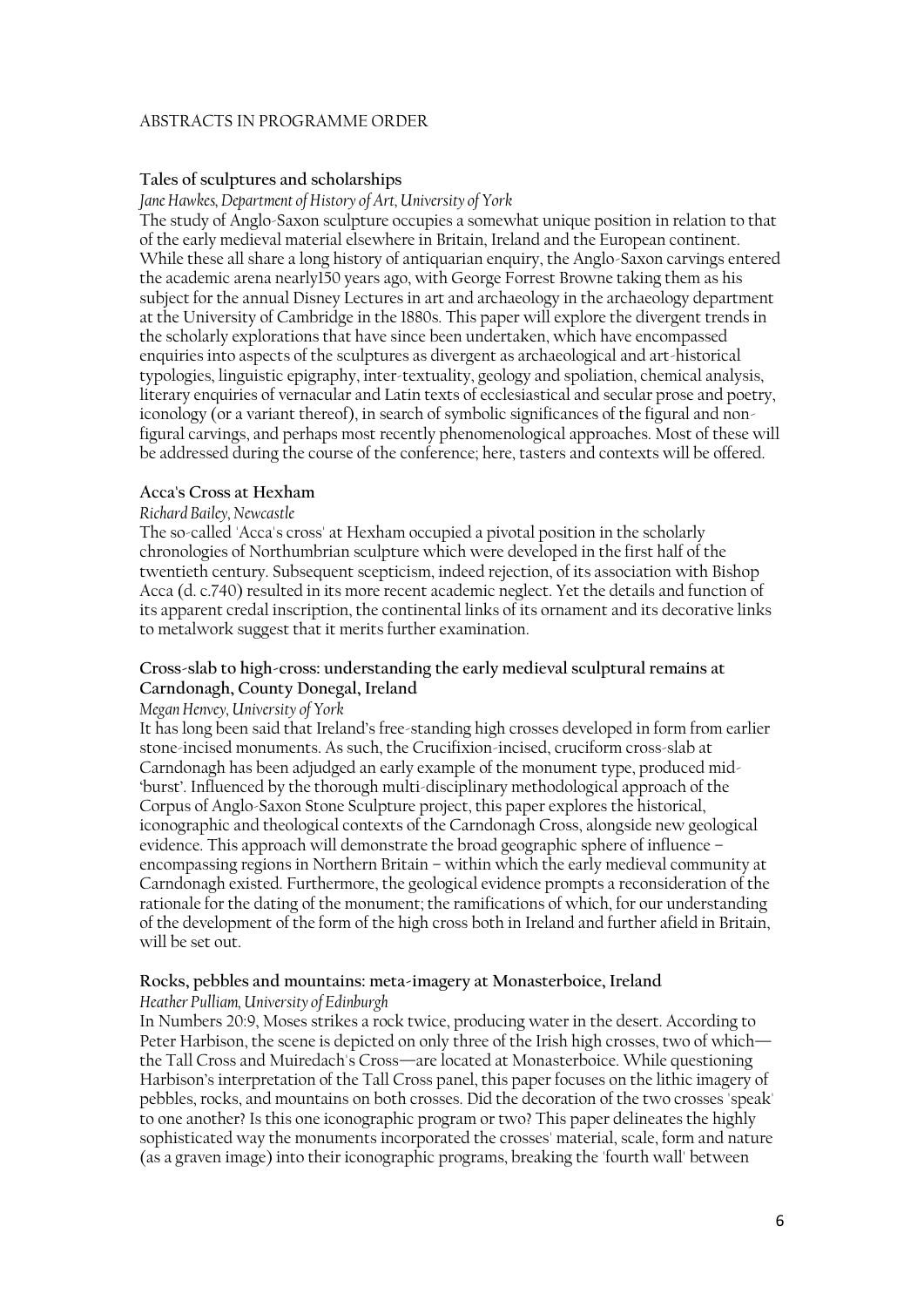ABSTRACTS IN PROGRAMME ORDER

**Tales of sculptures and scholarships**

*Jane Hawkes, Department of History of Art, University of York*

The study of Anglo-Saxon sculpture occupies a somewhat unique position in relation to that of the early medieval material elsewhere in Britain, Ireland and the European continent. While these all share a long history of antiquarian enquiry, the Anglo-Saxon carvings entered the academic arena nearly150 years ago, with George Forrest Browne taking them as his subject for the annual Disney Lectures in art and archaeology in the archaeology department at the University of Cambridge in the 1880s. This paper will explore the divergent trends in the scholarly explorations that have since been undertaken, which have encompassed enquiries into aspects of the sculptures as divergent as archaeological and art-historical typologies, linguistic epigraphy, inter-textuality, geology and spoliation, chemical analysis, literary enquiries of vernacular and Latin texts of ecclesiastical and secular prose and poetry, iconology (or a variant thereof), in search of symbolic significances of the figural and non-figural carvings, and perhaps most recently phenomenological approaches. Most of these will be addressed during the course of the conference; here, tasters and contexts will be offered.

**Acca's Cross at Hexham**

*Richard Bailey, Newcastle*

The so-called 'Acca's cross' at Hexham occupied a pivotal position in the scholarly chronologies of Northumbrian sculpture which were developed in the first half of the twentieth century. Subsequent scepticism, indeed rejection, of its association with Bishop Acca (d. c.740) resulted in its more recent academic neglect. Yet the details and function of its apparent credal inscription, the continental links of its ornament and its decorative links to metalwork suggest that it merits further examination.

**Cross-slab to high-cross: understanding the early medieval sculptural remains at Carndonagh, County Donegal, Ireland**

*Megan Henvey, University of York*

It has long been said that Ireland's free-standing high crosses developed in form from earlier stone-incised monuments. As such, the Crucifixion-incised, cruciform cross-slab at Carndonagh has been adjudged an early example of the monument type, produced mid-'burst'. Influenced by the thorough multi-disciplinary methodological approach of the Corpus of Anglo-Saxon Stone Sculpture project, this paper explores the historical, iconographic and theological contexts of the Carndonagh Cross, alongside new geological evidence. This approach will demonstrate the broad geographic sphere of influence – encompassing regions in Northern Britain – within which the early medieval community at Carndonagh existed. Furthermore, the geological evidence prompts a reconsideration of the rationale for the dating of the monument; the ramifications of which, for our understanding of the development of the form of the high cross both in Ireland and further afield in Britain, will be set out.

**Rocks, pebbles and mountains: meta-imagery at Monasterboice, Ireland**

*Heather Pulliam, University of Edinburgh*

In Numbers 20:9, Moses strikes a rock twice, producing water in the desert. According to Peter Harbison, the scene is depicted on only three of the Irish high crosses, two of which—the Tall Cross and Muiredach's Cross—are located at Monasterboice. While questioning Harbison's interpretation of the Tall Cross panel, this paper focuses on the lithic imagery of pebbles, rocks, and mountains on both crosses. Did the decoration of the two crosses 'speak' to one another? Is this one iconographic program or two? This paper delineates the highly sophisticated way the monuments incorporated the crosses' material, scale, form and nature (as a graven image) into their iconographic programs, breaking the 'fourth wall' between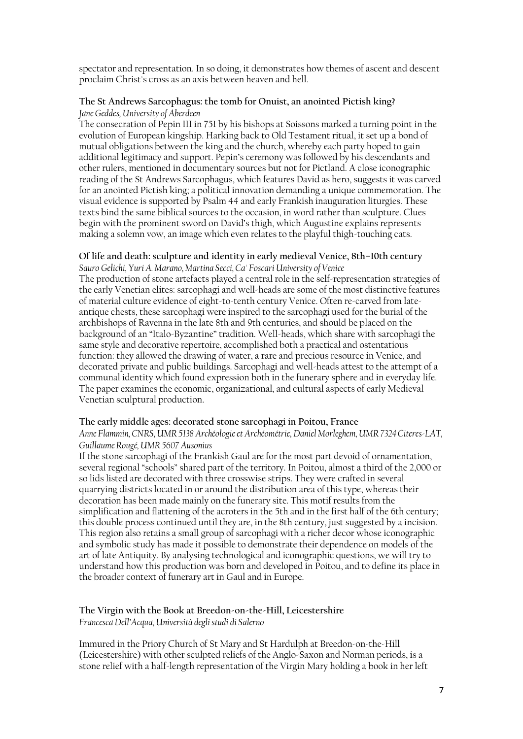spectator and representation. In so doing, it demonstrates how themes of ascent and descent proclaim Christ's cross as an axis between heaven and hell.

### The St Andrews Sarcophagus: the tomb for Onuist, an anointed Pictish king?

*Jane Geddes, University of Aberdeen*

The consecration of Pepin III in 751 by his bishops at Soissons marked a turning point in the evolution of European kingship. Harking back to Old Testament ritual, it set up a bond of mutual obligations between the king and the church, whereby each party hoped to gain additional legitimacy and support. Pepin's ceremony was followed by his descendants and other rulers, mentioned in documentary sources but not for Pictland. A close iconographic reading of the St Andrews Sarcophagus, which features David as hero, suggests it was carved for an anointed Pictish king; a political innovation demanding a unique commemoration. The visual evidence is supported by Psalm 44 and early Frankish inauguration liturgies. These texts bind the same biblical sources to the occasion, in word rather than sculpture. Clues begin with the prominent sword on David's thigh, which Augustine explains represents making a solemn vow, an image which even relates to the playful thigh-touching cats.

### Of life and death: sculpture and identity in early medieval Venice, 8th–10th century

*Sauro Gelichi, Yuri A. Marano, Martina Secci, Ca' Foscari University of Venice*

The production of stone artefacts played a central role in the self-representation strategies of the early Venetian elites: sarcophagi and well-heads are some of the most distinctive features of material culture evidence of eight-to-tenth century Venice. Often re-carved from late-antique chests, these sarcophagi were inspired to the sarcophagi used for the burial of the archbishops of Ravenna in the late 8th and 9th centuries, and should be placed on the background of an "Italo-Byzantine" tradition. Well-heads, which share with sarcophagi the same style and decorative repertoire, accomplished both a practical and ostentatious function: they allowed the drawing of water, a rare and precious resource in Venice, and decorated private and public buildings. Sarcophagi and well-heads attest to the attempt of a communal identity which found expression both in the funerary sphere and in everyday life. The paper examines the economic, organizational, and cultural aspects of early Medieval Venetian sculptural production.

### The early middle ages: decorated stone sarcophagi in Poitou, France

*Anne Flammin, CNRS, UMR 5138 Archéologie et Archéométrie, Daniel Morleghem, UMR 7324 Citeres-LAT, Guillaume Rougé, UMR 5607 Ausonius*

If the stone sarcophagi of the Frankish Gaul are for the most part devoid of ornamentation, several regional "schools" shared part of the territory. In Poitou, almost a third of the 2,000 or so lids listed are decorated with three crosswise strips. They were crafted in several quarrying districts located in or around the distribution area of this type, whereas their decoration has been made mainly on the funerary site. This motif results from the simplification and flattening of the acroters in the 5th and in the first half of the 6th century; this double process continued until they are, in the 8th century, just suggested by a incision. This region also retains a small group of sarcophagi with a richer decor whose iconographic and symbolic study has made it possible to demonstrate their dependence on models of the art of late Antiquity. By analysing technological and iconographic questions, we will try to understand how this production was born and developed in Poitou, and to define its place in the broader context of funerary art in Gaul and in Europe.

### The Virgin with the Book at Breedon-on-the-Hill, Leicestershire

*Francesca Dell'Acqua, Università degli studi di Salerno*

Immured in the Priory Church of St Mary and St Hardulph at Breedon-on-the-Hill (Leicestershire) with other sculpted reliefs of the Anglo-Saxon and Norman periods, is a stone relief with a half-length representation of the Virgin Mary holding a book in her left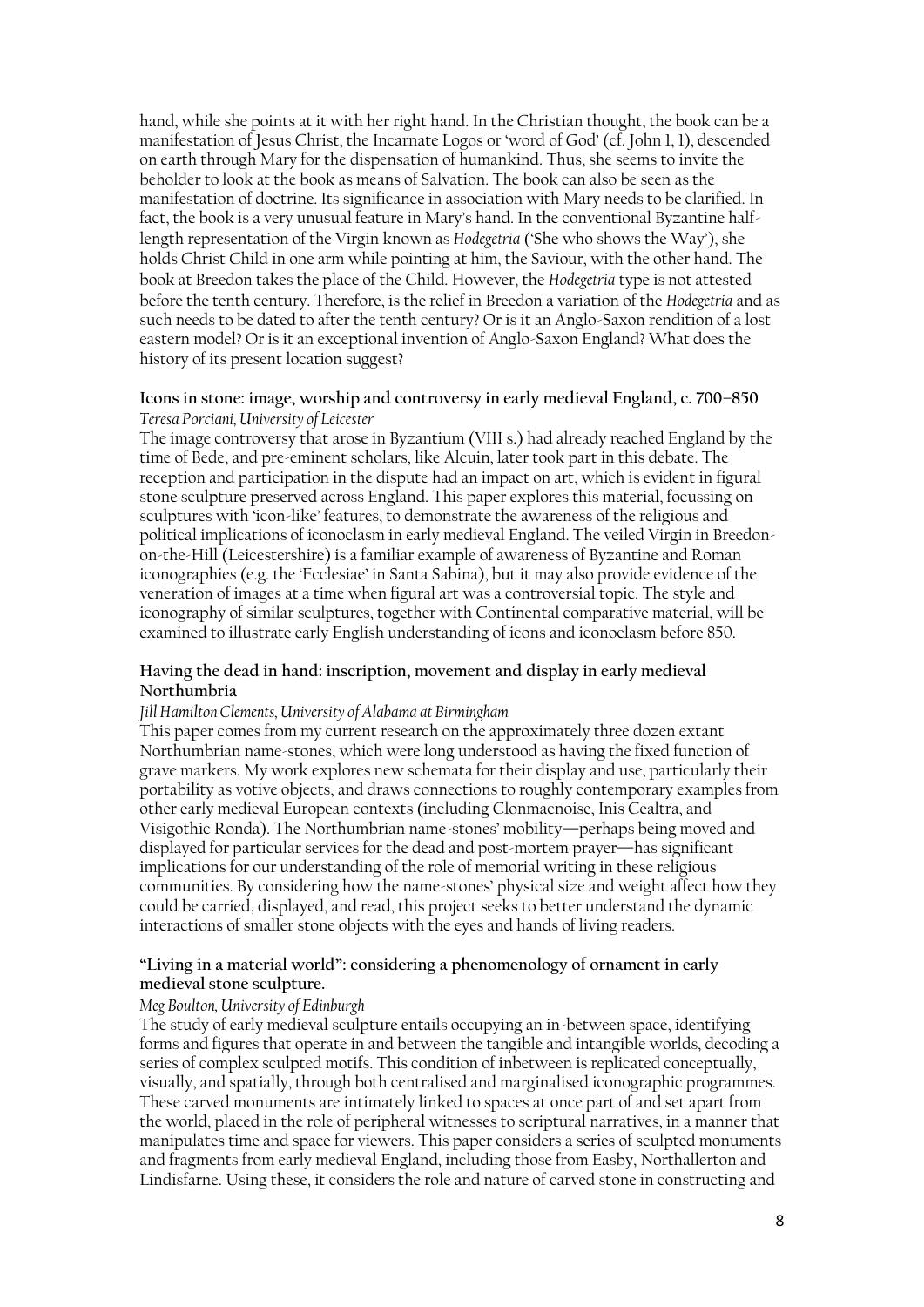hand, while she points at it with her right hand. In the Christian thought, the book can be a manifestation of Jesus Christ, the Incarnate Logos or 'word of God' (cf. John 1, 1), descended on earth through Mary for the dispensation of humankind. Thus, she seems to invite the beholder to look at the book as means of Salvation. The book can also be seen as the manifestation of doctrine. Its significance in association with Mary needs to be clarified. In fact, the book is a very unusual feature in Mary's hand. In the conventional Byzantine half-length representation of the Virgin known as *Hodegetria* ('She who shows the Way'), she holds Christ Child in one arm while pointing at him, the Saviour, with the other hand. The book at Breedon takes the place of the Child. However, the *Hodegetria* type is not attested before the tenth century. Therefore, is the relief in Breedon a variation of the *Hodegetria* and as such needs to be dated to after the tenth century? Or is it an Anglo-Saxon rendition of a lost eastern model? Or is it an exceptional invention of Anglo-Saxon England? What does the history of its present location suggest?

**Icons in stone: image, worship and controversy in early medieval England, c. 700–850**
*Teresa Porciani, University of Leicester*

The image controversy that arose in Byzantium (VIII s.) had already reached England by the time of Bede, and pre-eminent scholars, like Alcuin, later took part in this debate. The reception and participation in the dispute had an impact on art, which is evident in figural stone sculpture preserved across England. This paper explores this material, focussing on sculptures with 'icon-like' features, to demonstrate the awareness of the religious and political implications of iconoclasm in early medieval England. The veiled Virgin in Breedon-on-the-Hill (Leicestershire) is a familiar example of awareness of Byzantine and Roman iconographies (e.g. the 'Ecclesiae' in Santa Sabina), but it may also provide evidence of the veneration of images at a time when figural art was a controversial topic. The style and iconography of similar sculptures, together with Continental comparative material, will be examined to illustrate early English understanding of icons and iconoclasm before 850.

**Having the dead in hand: inscription, movement and display in early medieval Northumbria**
*Jill Hamilton Clements, University of Alabama at Birmingham*

This paper comes from my current research on the approximately three dozen extant Northumbrian name-stones, which were long understood as having the fixed function of grave markers. My work explores new schemata for their display and use, particularly their portability as votive objects, and draws connections to roughly contemporary examples from other early medieval European contexts (including Clonmacnoise, Inis Cealtra, and Visigothic Ronda). The Northumbrian name-stones' mobility—perhaps being moved and displayed for particular services for the dead and post-mortem prayer—has significant implications for our understanding of the role of memorial writing in these religious communities. By considering how the name-stones' physical size and weight affect how they could be carried, displayed, and read, this project seeks to better understand the dynamic interactions of smaller stone objects with the eyes and hands of living readers.

**"Living in a material world": considering a phenomenology of ornament in early medieval stone sculpture.**
*Meg Boulton, University of Edinburgh*

The study of early medieval sculpture entails occupying an in-between space, identifying forms and figures that operate in and between the tangible and intangible worlds, decoding a series of complex sculpted motifs. This condition of inbetween is replicated conceptually, visually, and spatially, through both centralised and marginalised iconographic programmes. These carved monuments are intimately linked to spaces at once part of and set apart from the world, placed in the role of peripheral witnesses to scriptural narratives, in a manner that manipulates time and space for viewers. This paper considers a series of sculpted monuments and fragments from early medieval England, including those from Easby, Northallerton and Lindisfarne. Using these, it considers the role and nature of carved stone in constructing and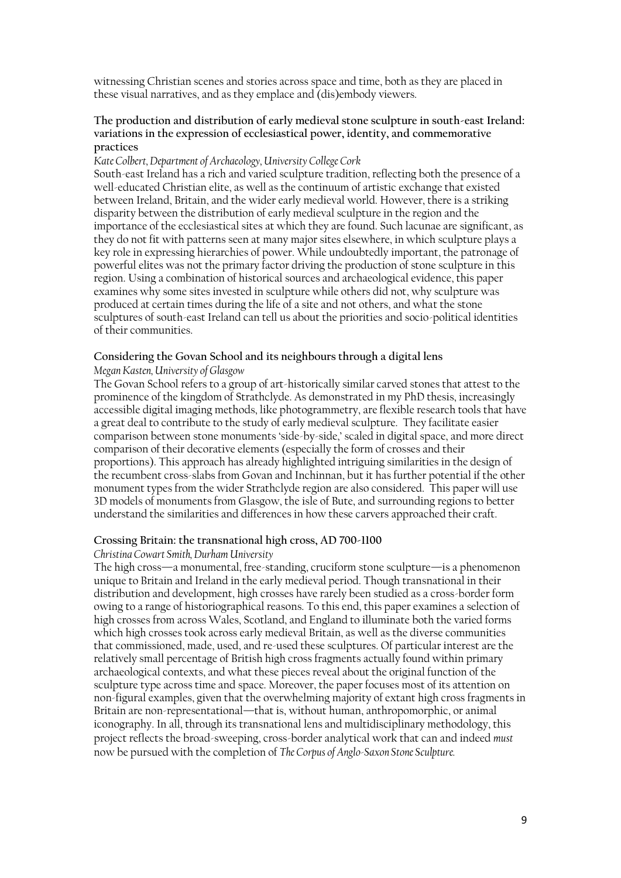witnessing Christian scenes and stories across space and time, both as they are placed in these visual narratives, and as they emplace and (dis)embody viewers.

### The production and distribution of early medieval stone sculpture in south-east Ireland: variations in the expression of ecclesiastical power, identity, and commemorative practices

*Kate Colbert, Department of Archaeology, University College Cork*

South-east Ireland has a rich and varied sculpture tradition, reflecting both the presence of a well-educated Christian elite, as well as the continuum of artistic exchange that existed between Ireland, Britain, and the wider early medieval world. However, there is a striking disparity between the distribution of early medieval sculpture in the region and the importance of the ecclesiastical sites at which they are found. Such lacunae are significant, as they do not fit with patterns seen at many major sites elsewhere, in which sculpture plays a key role in expressing hierarchies of power. While undoubtedly important, the patronage of powerful elites was not the primary factor driving the production of stone sculpture in this region. Using a combination of historical sources and archaeological evidence, this paper examines why some sites invested in sculpture while others did not, why sculpture was produced at certain times during the life of a site and not others, and what the stone sculptures of south-east Ireland can tell us about the priorities and socio-political identities of their communities.

### Considering the Govan School and its neighbours through a digital lens

*Megan Kasten, University of Glasgow*

The Govan School refers to a group of art-historically similar carved stones that attest to the prominence of the kingdom of Strathclyde. As demonstrated in my PhD thesis, increasingly accessible digital imaging methods, like photogrammetry, are flexible research tools that have a great deal to contribute to the study of early medieval sculpture. They facilitate easier comparison between stone monuments 'side-by-side,' scaled in digital space, and more direct comparison of their decorative elements (especially the form of crosses and their proportions). This approach has already highlighted intriguing similarities in the design of the recumbent cross-slabs from Govan and Inchinnan, but it has further potential if the other monument types from the wider Strathclyde region are also considered. This paper will use 3D models of monuments from Glasgow, the isle of Bute, and surrounding regions to better understand the similarities and differences in how these carvers approached their craft.

### Crossing Britain: the transnational high cross, AD 700-1100

*Christina Cowart Smith, Durham University*

The high cross—a monumental, free-standing, cruciform stone sculpture—is a phenomenon unique to Britain and Ireland in the early medieval period. Though transnational in their distribution and development, high crosses have rarely been studied as a cross-border form owing to a range of historiographical reasons. To this end, this paper examines a selection of high crosses from across Wales, Scotland, and England to illuminate both the varied forms which high crosses took across early medieval Britain, as well as the diverse communities that commissioned, made, used, and re-used these sculptures. Of particular interest are the relatively small percentage of British high cross fragments actually found within primary archaeological contexts, and what these pieces reveal about the original function of the sculpture type across time and space. Moreover, the paper focuses most of its attention on non-figural examples, given that the overwhelming majority of extant high cross fragments in Britain are non-representational—that is, without human, anthropomorphic, or animal iconography. In all, through its transnational lens and multidisciplinary methodology, this project reflects the broad-sweeping, cross-border analytical work that can and indeed *must* now be pursued with the completion of *The Corpus of Anglo-Saxon Stone Sculpture*.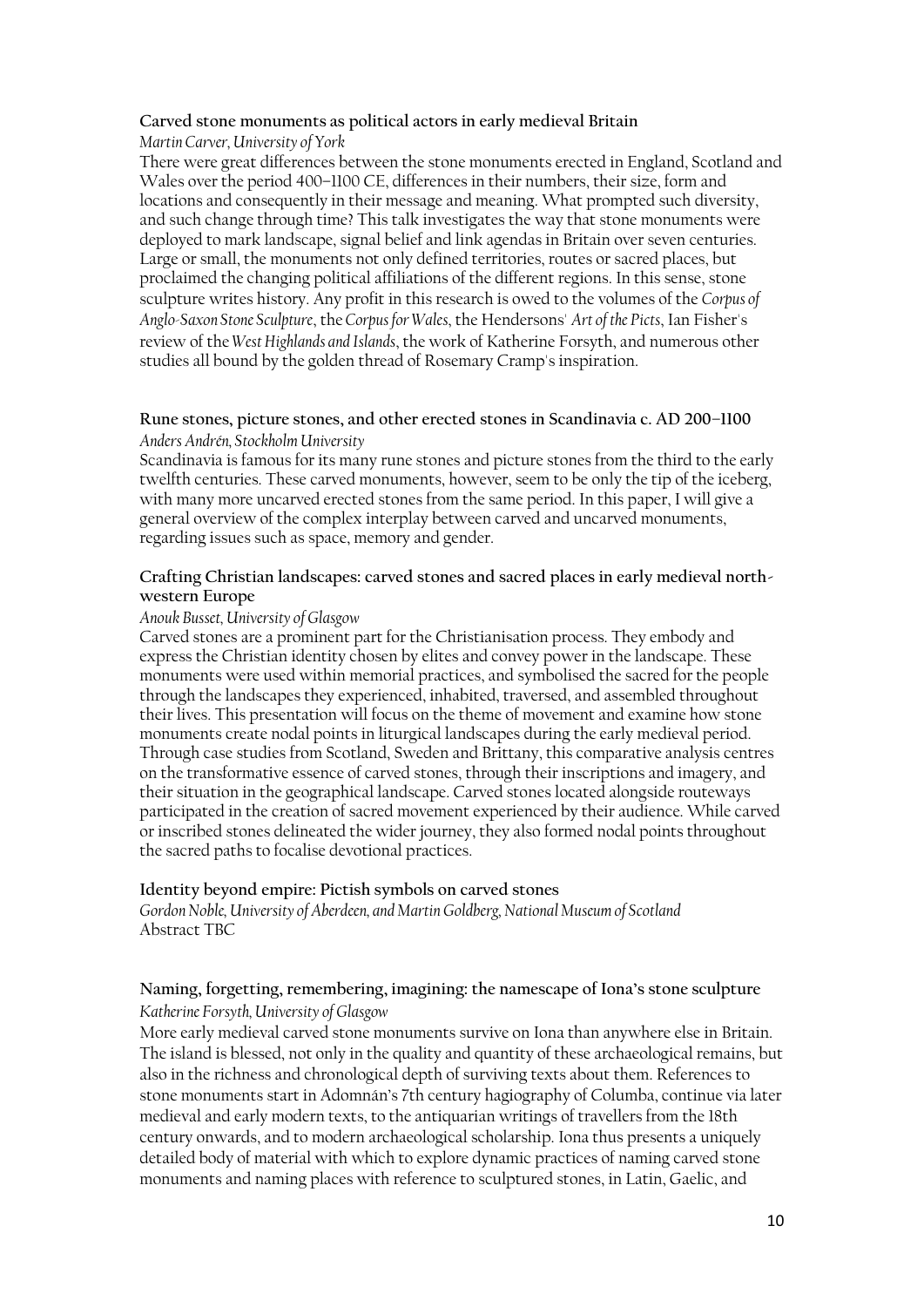**Carved stone monuments as political actors in early medieval Britain**

*Martin Carver, University of York*

There were great differences between the stone monuments erected in England, Scotland and Wales over the period 400–1100 CE, differences in their numbers, their size, form and locations and consequently in their message and meaning. What prompted such diversity, and such change through time? This talk investigates the way that stone monuments were deployed to mark landscape, signal belief and link agendas in Britain over seven centuries. Large or small, the monuments not only defined territories, routes or sacred places, but proclaimed the changing political affiliations of the different regions. In this sense, stone sculpture writes history. Any profit in this research is owed to the volumes of the *Corpus of Anglo-Saxon Stone Sculpture*, the *Corpus for Wales*, the Hendersons' *Art of the Picts*, Ian Fisher's review of the *West Highlands and Islands*, the work of Katherine Forsyth, and numerous other studies all bound by the golden thread of Rosemary Cramp's inspiration.

**Rune stones, picture stones, and other erected stones in Scandinavia c. AD 200–1100**

*Anders Andrén, Stockholm University*

Scandinavia is famous for its many rune stones and picture stones from the third to the early twelfth centuries. These carved monuments, however, seem to be only the tip of the iceberg, with many more uncarved erected stones from the same period. In this paper, I will give a general overview of the complex interplay between carved and uncarved monuments, regarding issues such as space, memory and gender.

**Crafting Christian landscapes: carved stones and sacred places in early medieval north-western Europe**

*Anouk Busset, University of Glasgow*

Carved stones are a prominent part for the Christianisation process. They embody and express the Christian identity chosen by elites and convey power in the landscape. These monuments were used within memorial practices, and symbolised the sacred for the people through the landscapes they experienced, inhabited, traversed, and assembled throughout their lives. This presentation will focus on the theme of movement and examine how stone monuments create nodal points in liturgical landscapes during the early medieval period. Through case studies from Scotland, Sweden and Brittany, this comparative analysis centres on the transformative essence of carved stones, through their inscriptions and imagery, and their situation in the geographical landscape. Carved stones located alongside routeways participated in the creation of sacred movement experienced by their audience. While carved or inscribed stones delineated the wider journey, they also formed nodal points throughout the sacred paths to focalise devotional practices.

**Identity beyond empire: Pictish symbols on carved stones**

*Gordon Noble, University of Aberdeen, and Martin Goldberg, National Museum of Scotland*

Abstract TBC

**Naming, forgetting, remembering, imagining: the namescape of Iona's stone sculpture**

*Katherine Forsyth, University of Glasgow*

More early medieval carved stone monuments survive on Iona than anywhere else in Britain. The island is blessed, not only in the quality and quantity of these archaeological remains, but also in the richness and chronological depth of surviving texts about them. References to stone monuments start in Adomnán's 7th century hagiography of Columba, continue via later medieval and early modern texts, to the antiquarian writings of travellers from the 18th century onwards, and to modern archaeological scholarship. Iona thus presents a uniquely detailed body of material with which to explore dynamic practices of naming carved stone monuments and naming places with reference to sculptured stones, in Latin, Gaelic, and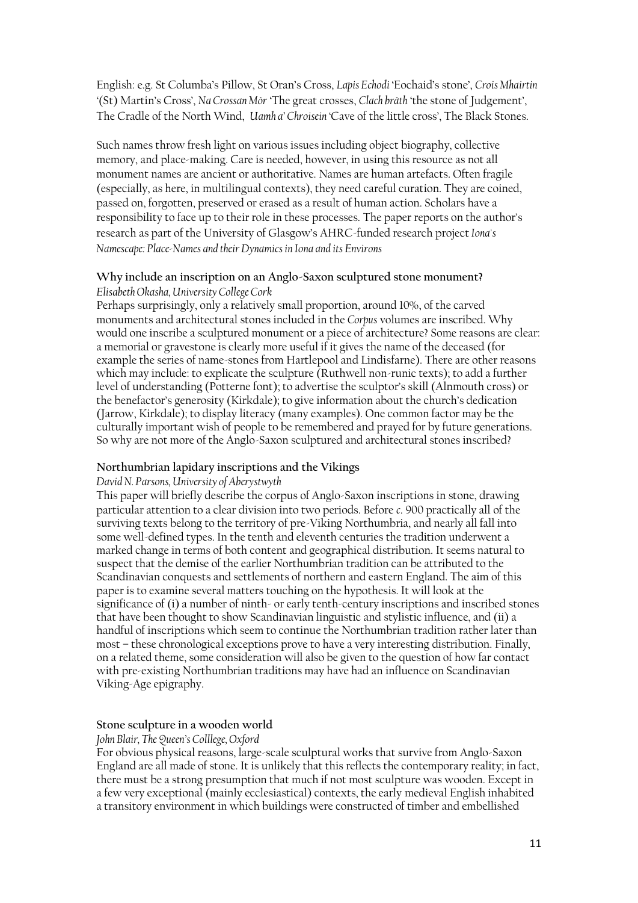English: e.g. St Columba's Pillow, St Oran's Cross, *Lapis Echodi* 'Eochaid's stone', *Crois Mhairtin* '(St) Martin's Cross', *Na Crossan Mòr* 'The great crosses, *Clach bràth* 'the stone of Judgement', The Cradle of the North Wind, *Uamh a' Chroisein* 'Cave of the little cross', The Black Stones.

Such names throw fresh light on various issues including object biography, collective memory, and place-making. Care is needed, however, in using this resource as not all monument names are ancient or authoritative. Names are human artefacts. Often fragile (especially, as here, in multilingual contexts), they need careful curation. They are coined, passed on, forgotten, preserved or erased as a result of human action. Scholars have a responsibility to face up to their role in these processes. The paper reports on the author's research as part of the University of Glasgow's AHRC-funded research project *Iona's Namescape: Place-Names and their Dynamics in Iona and its Environs*

**Why include an inscription on an Anglo-Saxon sculptured stone monument?**
*Elisabeth Okasha, University College Cork*
Perhaps surprisingly, only a relatively small proportion, around 10%, of the carved monuments and architectural stones included in the *Corpus* volumes are inscribed. Why would one inscribe a sculptured monument or a piece of architecture? Some reasons are clear: a memorial or gravestone is clearly more useful if it gives the name of the deceased (for example the series of name-stones from Hartlepool and Lindisfarne). There are other reasons which may include: to explicate the sculpture (Ruthwell non-runic texts); to add a further level of understanding (Potterne font); to advertise the sculptor's skill (Alnmouth cross) or the benefactor's generosity (Kirkdale); to give information about the church's dedication (Jarrow, Kirkdale); to display literacy (many examples). One common factor may be the culturally important wish of people to be remembered and prayed for by future generations. So why are not more of the Anglo-Saxon sculptured and architectural stones inscribed?

**Northumbrian lapidary inscriptions and the Vikings**
*David N. Parsons, University of Aberystwyth*
This paper will briefly describe the corpus of Anglo-Saxon inscriptions in stone, drawing particular attention to a clear division into two periods. Before *c.* 900 practically all of the surviving texts belong to the territory of pre-Viking Northumbria, and nearly all fall into some well-defined types. In the tenth and eleventh centuries the tradition underwent a marked change in terms of both content and geographical distribution. It seems natural to suspect that the demise of the earlier Northumbrian tradition can be attributed to the Scandinavian conquests and settlements of northern and eastern England. The aim of this paper is to examine several matters touching on the hypothesis. It will look at the significance of (i) a number of ninth- or early tenth-century inscriptions and inscribed stones that have been thought to show Scandinavian linguistic and stylistic influence, and (ii) a handful of inscriptions which seem to continue the Northumbrian tradition rather later than most – these chronological exceptions prove to have a very interesting distribution. Finally, on a related theme, some consideration will also be given to the question of how far contact with pre-existing Northumbrian traditions may have had an influence on Scandinavian Viking-Age epigraphy.

**Stone sculpture in a wooden world**
*John Blair, The Queen's Colllege, Oxford*
For obvious physical reasons, large-scale sculptural works that survive from Anglo-Saxon England are all made of stone. It is unlikely that this reflects the contemporary reality; in fact, there must be a strong presumption that much if not most sculpture was wooden. Except in a few very exceptional (mainly ecclesiastical) contexts, the early medieval English inhabited a transitory environment in which buildings were constructed of timber and embellished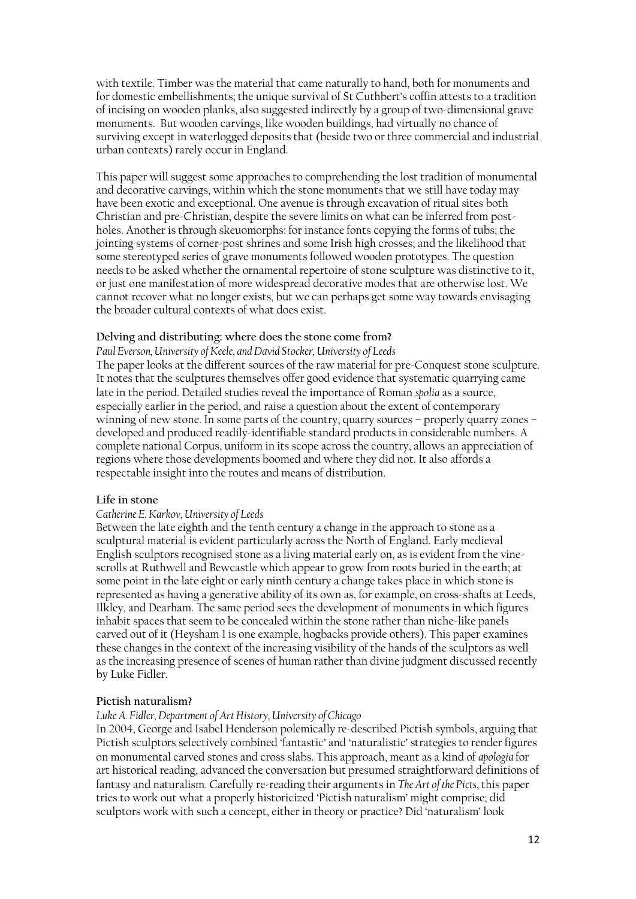with textile. Timber was the material that came naturally to hand, both for monuments and for domestic embellishments; the unique survival of St Cuthbert's coffin attests to a tradition of incising on wooden planks, also suggested indirectly by a group of two-dimensional grave monuments. But wooden carvings, like wooden buildings, had virtually no chance of surviving except in waterlogged deposits that (beside two or three commercial and industrial urban contexts) rarely occur in England.

This paper will suggest some approaches to comprehending the lost tradition of monumental and decorative carvings, within which the stone monuments that we still have today may have been exotic and exceptional. One avenue is through excavation of ritual sites both Christian and pre-Christian, despite the severe limits on what can be inferred from post-holes. Another is through skeuomorphs: for instance fonts copying the forms of tubs; the jointing systems of corner-post shrines and some Irish high crosses; and the likelihood that some stereotyped series of grave monuments followed wooden prototypes. The question needs to be asked whether the ornamental repertoire of stone sculpture was distinctive to it, or just one manifestation of more widespread decorative modes that are otherwise lost. We cannot recover what no longer exists, but we can perhaps get some way towards envisaging the broader cultural contexts of what does exist.

**Delving and distributing: where does the stone come from?**

*Paul Everson, University of Keele, and David Stocker, University of Leeds*

The paper looks at the different sources of the raw material for pre-Conquest stone sculpture. It notes that the sculptures themselves offer good evidence that systematic quarrying came late in the period. Detailed studies reveal the importance of Roman *spolia* as a source, especially earlier in the period, and raise a question about the extent of contemporary winning of new stone. In some parts of the country, quarry sources – properly quarry zones – developed and produced readily-identifiable standard products in considerable numbers. A complete national Corpus, uniform in its scope across the country, allows an appreciation of regions where those developments boomed and where they did not. It also affords a respectable insight into the routes and means of distribution.

**Life in stone**

*Catherine E. Karkov, University of Leeds*

Between the late eighth and the tenth century a change in the approach to stone as a sculptural material is evident particularly across the North of England. Early medieval English sculptors recognised stone as a living material early on, as is evident from the vine-scrolls at Ruthwell and Bewcastle which appear to grow from roots buried in the earth; at some point in the late eight or early ninth century a change takes place in which stone is represented as having a generative ability of its own as, for example, on cross-shafts at Leeds, Ilkley, and Dearham. The same period sees the development of monuments in which figures inhabit spaces that seem to be concealed within the stone rather than niche-like panels carved out of it (Heysham 1 is one example, hogbacks provide others). This paper examines these changes in the context of the increasing visibility of the hands of the sculptors as well as the increasing presence of scenes of human rather than divine judgment discussed recently by Luke Fidler.

**Pictish naturalism?**

*Luke A. Fidler, Department of Art History, University of Chicago*

In 2004, George and Isabel Henderson polemically re-described Pictish symbols, arguing that Pictish sculptors selectively combined 'fantastic' and 'naturalistic' strategies to render figures on monumental carved stones and cross slabs. This approach, meant as a kind of *apologia* for art historical reading, advanced the conversation but presumed straightforward definitions of fantasy and naturalism. Carefully re-reading their arguments in *The Art of the Picts*, this paper tries to work out what a properly historicized 'Pictish naturalism' might comprise; did sculptors work with such a concept, either in theory or practice? Did 'naturalism' look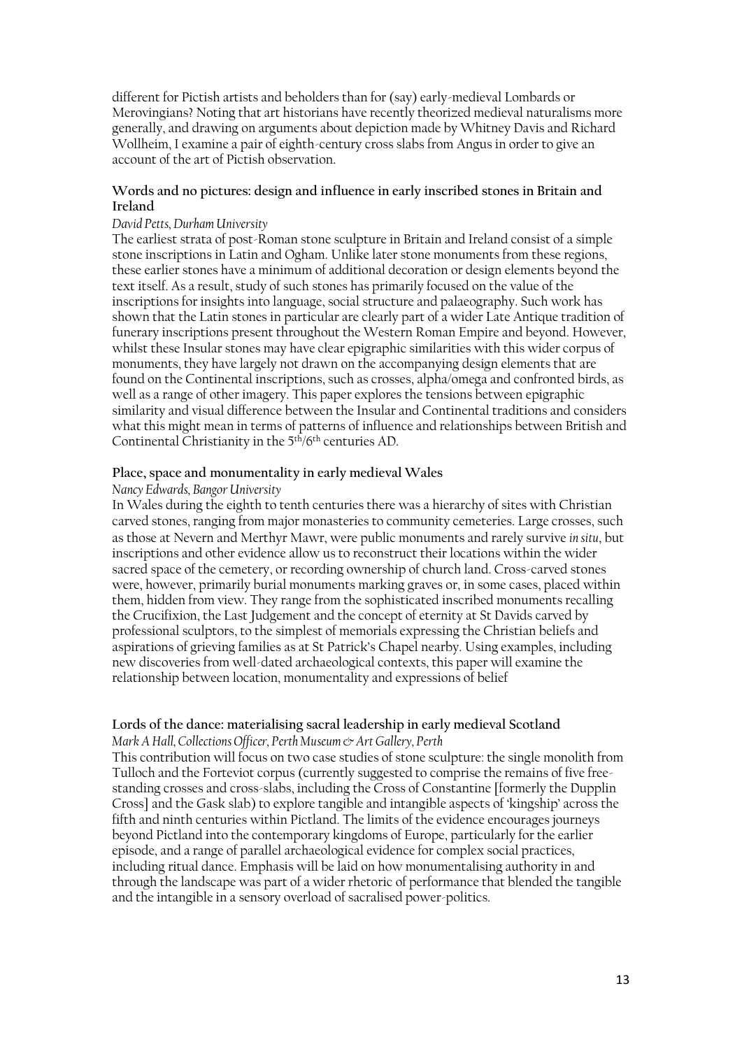different for Pictish artists and beholders than for (say) early-medieval Lombards or Merovingians? Noting that art historians have recently theorized medieval naturalisms more generally, and drawing on arguments about depiction made by Whitney Davis and Richard Wollheim, I examine a pair of eighth-century cross slabs from Angus in order to give an account of the art of Pictish observation.

**Words and no pictures: design and influence in early inscribed stones in Britain and Ireland**

*David Petts, Durham University*

The earliest strata of post-Roman stone sculpture in Britain and Ireland consist of a simple stone inscriptions in Latin and Ogham. Unlike later stone monuments from these regions, these earlier stones have a minimum of additional decoration or design elements beyond the text itself. As a result, study of such stones has primarily focused on the value of the inscriptions for insights into language, social structure and palaeography. Such work has shown that the Latin stones in particular are clearly part of a wider Late Antique tradition of funerary inscriptions present throughout the Western Roman Empire and beyond. However, whilst these Insular stones may have clear epigraphic similarities with this wider corpus of monuments, they have largely not drawn on the accompanying design elements that are found on the Continental inscriptions, such as crosses, alpha/omega and confronted birds, as well as a range of other imagery. This paper explores the tensions between epigraphic similarity and visual difference between the Insular and Continental traditions and considers what this might mean in terms of patterns of influence and relationships between British and Continental Christianity in the 5th/6th centuries AD.

**Place, space and monumentality in early medieval Wales**

*Nancy Edwards, Bangor University*

In Wales during the eighth to tenth centuries there was a hierarchy of sites with Christian carved stones, ranging from major monasteries to community cemeteries. Large crosses, such as those at Nevern and Merthyr Mawr, were public monuments and rarely survive *in situ*, but inscriptions and other evidence allow us to reconstruct their locations within the wider sacred space of the cemetery, or recording ownership of church land. Cross-carved stones were, however, primarily burial monuments marking graves or, in some cases, placed within them, hidden from view. They range from the sophisticated inscribed monuments recalling the Crucifixion, the Last Judgement and the concept of eternity at St Davids carved by professional sculptors, to the simplest of memorials expressing the Christian beliefs and aspirations of grieving families as at St Patrick's Chapel nearby. Using examples, including new discoveries from well-dated archaeological contexts, this paper will examine the relationship between location, monumentality and expressions of belief

**Lords of the dance: materialising sacral leadership in early medieval Scotland**

*Mark A Hall, Collections Officer, Perth Museum & Art Gallery, Perth*

This contribution will focus on two case studies of stone sculpture: the single monolith from Tulloch and the Forteviot corpus (currently suggested to comprise the remains of five free-standing crosses and cross-slabs, including the Cross of Constantine [formerly the Dupplin Cross] and the Gask slab) to explore tangible and intangible aspects of 'kingship' across the fifth and ninth centuries within Pictland. The limits of the evidence encourages journeys beyond Pictland into the contemporary kingdoms of Europe, particularly for the earlier episode, and a range of parallel archaeological evidence for complex social practices, including ritual dance. Emphasis will be laid on how monumentalising authority in and through the landscape was part of a wider rhetoric of performance that blended the tangible and the intangible in a sensory overload of sacralised power-politics.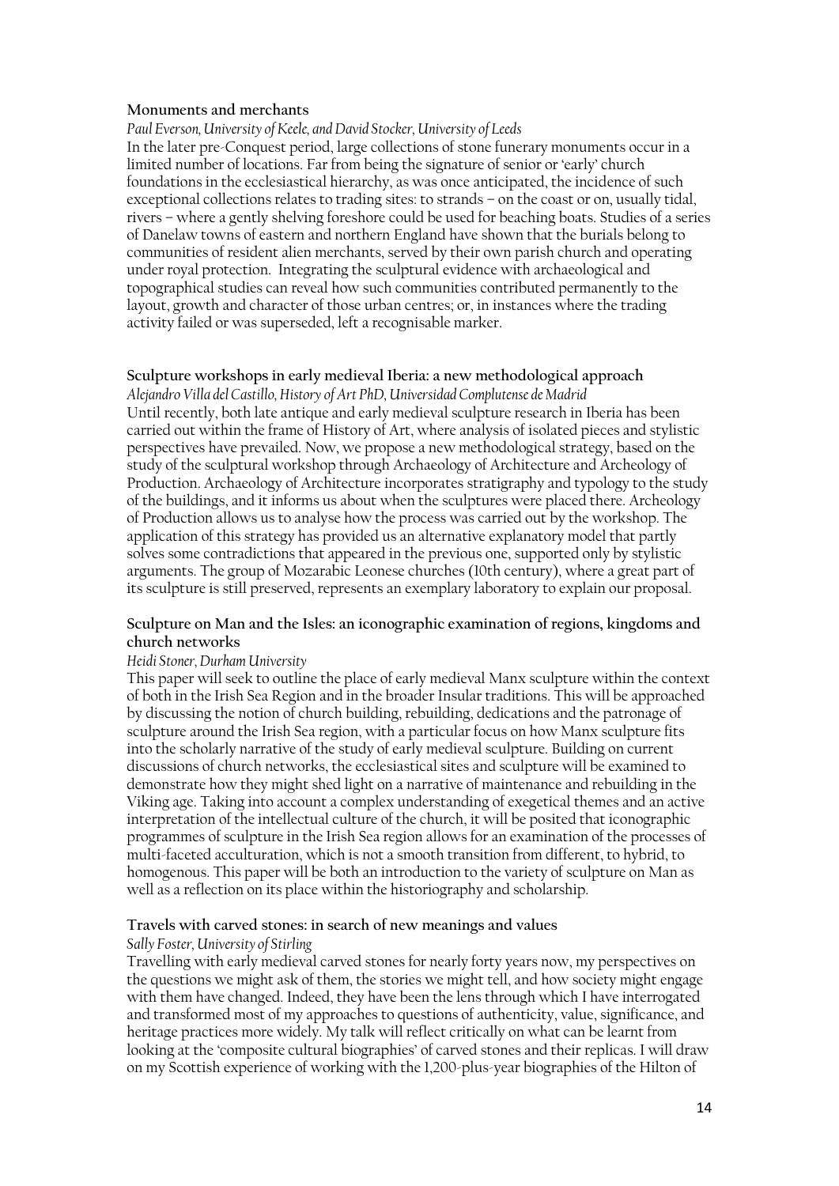**Monuments and merchants**

*Paul Everson, University of Keele, and David Stocker, University of Leeds*

In the later pre-Conquest period, large collections of stone funerary monuments occur in a limited number of locations. Far from being the signature of senior or 'early' church foundations in the ecclesiastical hierarchy, as was once anticipated, the incidence of such exceptional collections relates to trading sites: to strands – on the coast or on, usually tidal, rivers – where a gently shelving foreshore could be used for beaching boats. Studies of a series of Danelaw towns of eastern and northern England have shown that the burials belong to communities of resident alien merchants, served by their own parish church and operating under royal protection. Integrating the sculptural evidence with archaeological and topographical studies can reveal how such communities contributed permanently to the layout, growth and character of those urban centres; or, in instances where the trading activity failed or was superseded, left a recognisable marker.

**Sculpture workshops in early medieval Iberia: a new methodological approach**

*Alejandro Villa del Castillo, History of Art PhD, Universidad Complutense de Madrid*

Until recently, both late antique and early medieval sculpture research in Iberia has been carried out within the frame of History of Art, where analysis of isolated pieces and stylistic perspectives have prevailed. Now, we propose a new methodological strategy, based on the study of the sculptural workshop through Archaeology of Architecture and Archeology of Production. Archaeology of Architecture incorporates stratigraphy and typology to the study of the buildings, and it informs us about when the sculptures were placed there. Archeology of Production allows us to analyse how the process was carried out by the workshop. The application of this strategy has provided us an alternative explanatory model that partly solves some contradictions that appeared in the previous one, supported only by stylistic arguments. The group of Mozarabic Leonese churches (10th century), where a great part of its sculpture is still preserved, represents an exemplary laboratory to explain our proposal.

**Sculpture on Man and the Isles: an iconographic examination of regions, kingdoms and church networks**

*Heidi Stoner, Durham University*

This paper will seek to outline the place of early medieval Manx sculpture within the context of both in the Irish Sea Region and in the broader Insular traditions. This will be approached by discussing the notion of church building, rebuilding, dedications and the patronage of sculpture around the Irish Sea region, with a particular focus on how Manx sculpture fits into the scholarly narrative of the study of early medieval sculpture. Building on current discussions of church networks, the ecclesiastical sites and sculpture will be examined to demonstrate how they might shed light on a narrative of maintenance and rebuilding in the Viking age. Taking into account a complex understanding of exegetical themes and an active interpretation of the intellectual culture of the church, it will be posited that iconographic programmes of sculpture in the Irish Sea region allows for an examination of the processes of multi-faceted acculturation, which is not a smooth transition from different, to hybrid, to homogenous. This paper will be both an introduction to the variety of sculpture on Man as well as a reflection on its place within the historiography and scholarship.

**Travels with carved stones: in search of new meanings and values**

*Sally Foster, University of Stirling*

Travelling with early medieval carved stones for nearly forty years now, my perspectives on the questions we might ask of them, the stories we might tell, and how society might engage with them have changed. Indeed, they have been the lens through which I have interrogated and transformed most of my approaches to questions of authenticity, value, significance, and heritage practices more widely. My talk will reflect critically on what can be learnt from looking at the 'composite cultural biographies' of carved stones and their replicas. I will draw on my Scottish experience of working with the 1,200-plus-year biographies of the Hilton of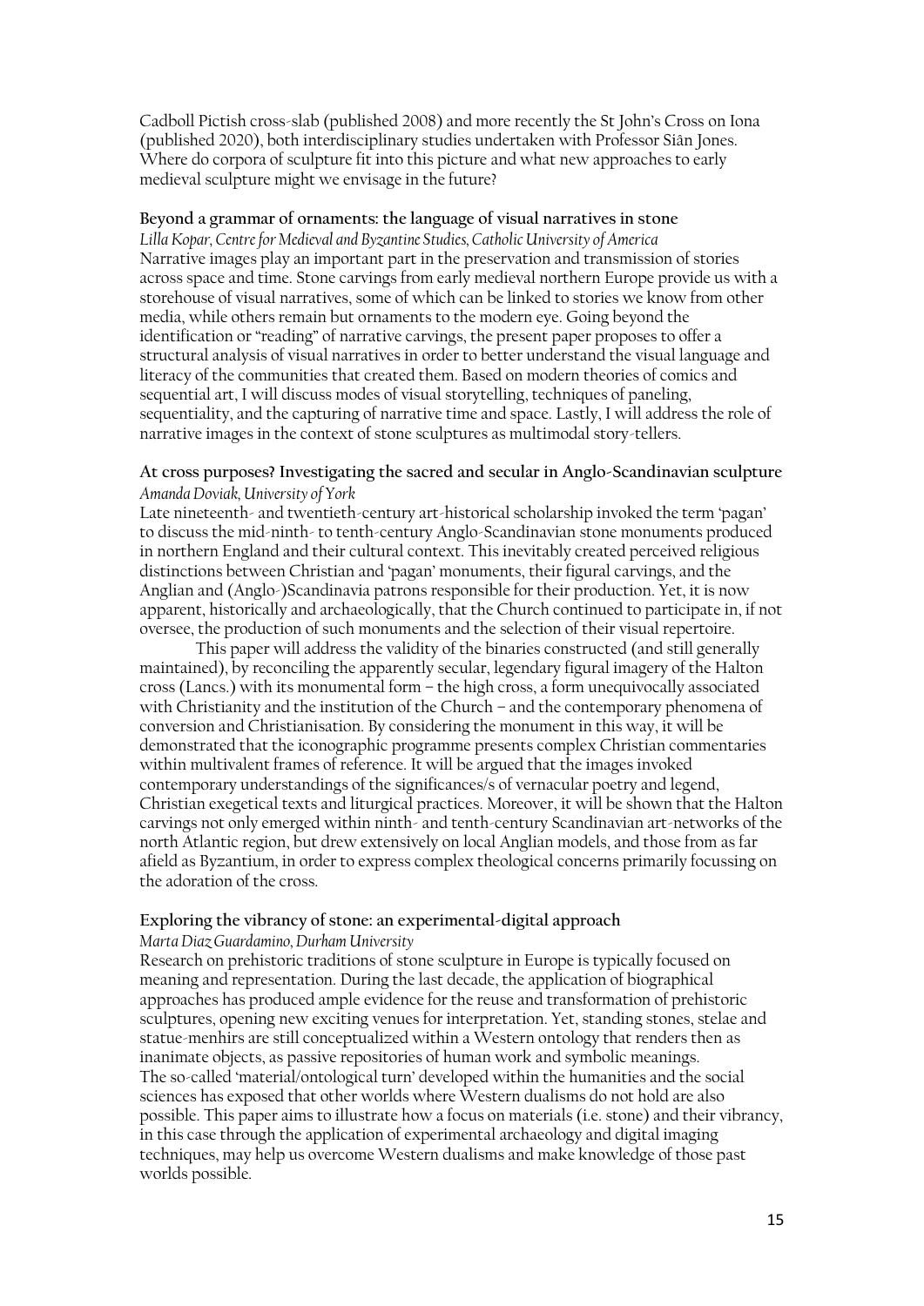Cadboll Pictish cross-slab (published 2008) and more recently the St John's Cross on Iona (published 2020), both interdisciplinary studies undertaken with Professor Siân Jones. Where do corpora of sculpture fit into this picture and what new approaches to early medieval sculpture might we envisage in the future?

### Beyond a grammar of ornaments: the language of visual narratives in stone

*Lilla Kopar, Centre for Medieval and Byzantine Studies, Catholic University of America*

Narrative images play an important part in the preservation and transmission of stories across space and time. Stone carvings from early medieval northern Europe provide us with a storehouse of visual narratives, some of which can be linked to stories we know from other media, while others remain but ornaments to the modern eye. Going beyond the identification or "reading" of narrative carvings, the present paper proposes to offer a structural analysis of visual narratives in order to better understand the visual language and literacy of the communities that created them. Based on modern theories of comics and sequential art, I will discuss modes of visual storytelling, techniques of paneling, sequentiality, and the capturing of narrative time and space. Lastly, I will address the role of narrative images in the context of stone sculptures as multimodal story-tellers.

### At cross purposes? Investigating the sacred and secular in Anglo-Scandinavian sculpture

*Amanda Doviak, University of York*

Late nineteenth- and twentieth-century art-historical scholarship invoked the term 'pagan' to discuss the mid-ninth- to tenth-century Anglo-Scandinavian stone monuments produced in northern England and their cultural context. This inevitably created perceived religious distinctions between Christian and 'pagan' monuments, their figural carvings, and the Anglian and (Anglo-)Scandinavia patrons responsible for their production. Yet, it is now apparent, historically and archaeologically, that the Church continued to participate in, if not oversee, the production of such monuments and the selection of their visual repertoire.

This paper will address the validity of the binaries constructed (and still generally maintained), by reconciling the apparently secular, legendary figural imagery of the Halton cross (Lancs.) with its monumental form – the high cross, a form unequivocally associated with Christianity and the institution of the Church – and the contemporary phenomena of conversion and Christianisation. By considering the monument in this way, it will be demonstrated that the iconographic programme presents complex Christian commentaries within multivalent frames of reference. It will be argued that the images invoked contemporary understandings of the significances/s of vernacular poetry and legend, Christian exegetical texts and liturgical practices. Moreover, it will be shown that the Halton carvings not only emerged within ninth- and tenth-century Scandinavian art-networks of the north Atlantic region, but drew extensively on local Anglian models, and those from as far afield as Byzantium, in order to express complex theological concerns primarily focussing on the adoration of the cross.

### Exploring the vibrancy of stone: an experimental-digital approach

*Marta Diaz Guardamino, Durham University*

Research on prehistoric traditions of stone sculpture in Europe is typically focused on meaning and representation. During the last decade, the application of biographical approaches has produced ample evidence for the reuse and transformation of prehistoric sculptures, opening new exciting venues for interpretation. Yet, standing stones, stelae and statue-menhirs are still conceptualized within a Western ontology that renders then as inanimate objects, as passive repositories of human work and symbolic meanings. The so-called 'material/ontological turn' developed within the humanities and the social sciences has exposed that other worlds where Western dualisms do not hold are also possible. This paper aims to illustrate how a focus on materials (i.e. stone) and their vibrancy, in this case through the application of experimental archaeology and digital imaging techniques, may help us overcome Western dualisms and make knowledge of those past worlds possible.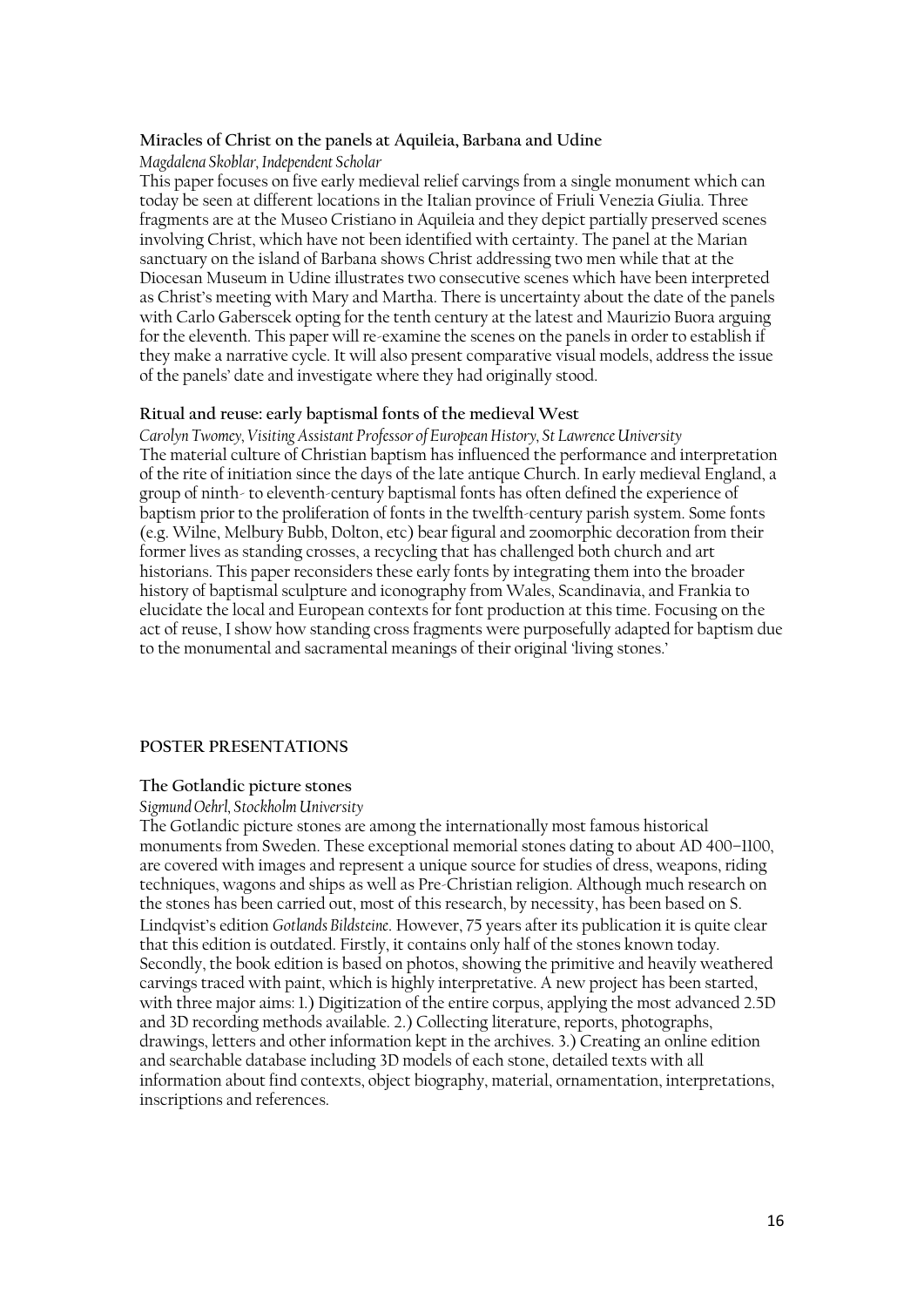**Miracles of Christ on the panels at Aquileia, Barbana and Udine**

*Magdalena Skoblar, Independent Scholar*

This paper focuses on five early medieval relief carvings from a single monument which can today be seen at different locations in the Italian province of Friuli Venezia Giulia. Three fragments are at the Museo Cristiano in Aquileia and they depict partially preserved scenes involving Christ, which have not been identified with certainty. The panel at the Marian sanctuary on the island of Barbana shows Christ addressing two men while that at the Diocesan Museum in Udine illustrates two consecutive scenes which have been interpreted as Christ's meeting with Mary and Martha. There is uncertainty about the date of the panels with Carlo Gaberscek opting for the tenth century at the latest and Maurizio Buora arguing for the eleventh. This paper will re-examine the scenes on the panels in order to establish if they make a narrative cycle. It will also present comparative visual models, address the issue of the panels' date and investigate where they had originally stood.

**Ritual and reuse: early baptismal fonts of the medieval West**

*Carolyn Twomey, Visiting Assistant Professor of European History, St Lawrence University*

The material culture of Christian baptism has influenced the performance and interpretation of the rite of initiation since the days of the late antique Church. In early medieval England, a group of ninth- to eleventh-century baptismal fonts has often defined the experience of baptism prior to the proliferation of fonts in the twelfth-century parish system. Some fonts (e.g. Wilne, Melbury Bubb, Dolton, etc) bear figural and zoomorphic decoration from their former lives as standing crosses, a recycling that has challenged both church and art historians. This paper reconsiders these early fonts by integrating them into the broader history of baptismal sculpture and iconography from Wales, Scandinavia, and Frankia to elucidate the local and European contexts for font production at this time. Focusing on the act of reuse, I show how standing cross fragments were purposefully adapted for baptism due to the monumental and sacramental meanings of their original 'living stones.'

**POSTER PRESENTATIONS**

**The Gotlandic picture stones**

*Sigmund Oehrl, Stockholm University*

The Gotlandic picture stones are among the internationally most famous historical monuments from Sweden. These exceptional memorial stones dating to about AD 400–1100, are covered with images and represent a unique source for studies of dress, weapons, riding techniques, wagons and ships as well as Pre-Christian religion. Although much research on the stones has been carried out, most of this research, by necessity, has been based on S. Lindqvist's edition *Gotlands Bildsteine*. However, 75 years after its publication it is quite clear that this edition is outdated. Firstly, it contains only half of the stones known today. Secondly, the book edition is based on photos, showing the primitive and heavily weathered carvings traced with paint, which is highly interpretative. A new project has been started, with three major aims: 1.) Digitization of the entire corpus, applying the most advanced 2.5D and 3D recording methods available. 2.) Collecting literature, reports, photographs, drawings, letters and other information kept in the archives. 3.) Creating an online edition and searchable database including 3D models of each stone, detailed texts with all information about find contexts, object biography, material, ornamentation, interpretations, inscriptions and references.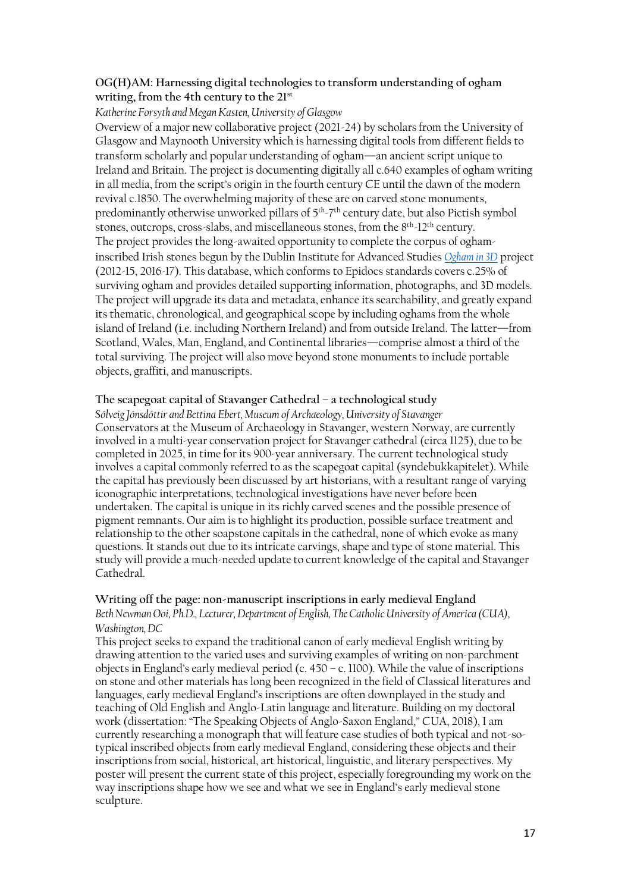### OG(H)AM: Harnessing digital technologies to transform understanding of ogham writing, from the 4th century to the 21st

*Katherine Forsyth and Megan Kasten, University of Glasgow*

Overview of a major new collaborative project (2021-24) by scholars from the University of Glasgow and Maynooth University which is harnessing digital tools from different fields to transform scholarly and popular understanding of ogham—an ancient script unique to Ireland and Britain. The project is documenting digitally all c.640 examples of ogham writing in all media, from the script's origin in the fourth century CE until the dawn of the modern revival c.1850. The overwhelming majority of these are on carved stone monuments, predominantly otherwise unworked pillars of 5th-7th century date, but also Pictish symbol stones, outcrops, cross-slabs, and miscellaneous stones, from the 8th-12th century.

The project provides the long-awaited opportunity to complete the corpus of ogham-inscribed Irish stones begun by the Dublin Institute for Advanced Studies *Ogham in 3D* project (2012-15, 2016-17). This database, which conforms to Epidocs standards covers c.25% of surviving ogham and provides detailed supporting information, photographs, and 3D models. The project will upgrade its data and metadata, enhance its searchability, and greatly expand its thematic, chronological, and geographical scope by including oghams from the whole island of Ireland (i.e. including Northern Ireland) and from outside Ireland. The latter—from Scotland, Wales, Man, England, and Continental libraries—comprise almost a third of the total surviving. The project will also move beyond stone monuments to include portable objects, graffiti, and manuscripts.

### The scapegoat capital of Stavanger Cathedral – a technological study

*Sólveig Jónsdóttir and Bettina Ebert, Museum of Archaeology, University of Stavanger*

Conservators at the Museum of Archaeology in Stavanger, western Norway, are currently involved in a multi-year conservation project for Stavanger cathedral (circa 1125), due to be completed in 2025, in time for its 900-year anniversary. The current technological study involves a capital commonly referred to as the scapegoat capital (syndebukkapitelet). While the capital has previously been discussed by art historians, with a resultant range of varying iconographic interpretations, technological investigations have never before been undertaken. The capital is unique in its richly carved scenes and the possible presence of pigment remnants. Our aim is to highlight its production, possible surface treatment and relationship to the other soapstone capitals in the cathedral, none of which evoke as many questions. It stands out due to its intricate carvings, shape and type of stone material. This study will provide a much-needed update to current knowledge of the capital and Stavanger Cathedral.

### Writing off the page: non-manuscript inscriptions in early medieval England

*Beth Newman Ooi, Ph.D., Lecturer, Department of English, The Catholic University of America (CUA), Washington, DC*

This project seeks to expand the traditional canon of early medieval English writing by drawing attention to the varied uses and surviving examples of writing on non-parchment objects in England's early medieval period (c. 450 – c. 1100). While the value of inscriptions on stone and other materials has long been recognized in the field of Classical literatures and languages, early medieval England's inscriptions are often downplayed in the study and teaching of Old English and Anglo-Latin language and literature. Building on my doctoral work (dissertation: "The Speaking Objects of Anglo-Saxon England," CUA, 2018), I am currently researching a monograph that will feature case studies of both typical and not-so-typical inscribed objects from early medieval England, considering these objects and their inscriptions from social, historical, art historical, linguistic, and literary perspectives. My poster will present the current state of this project, especially foregrounding my work on the way inscriptions shape how we see and what we see in England's early medieval stone sculpture.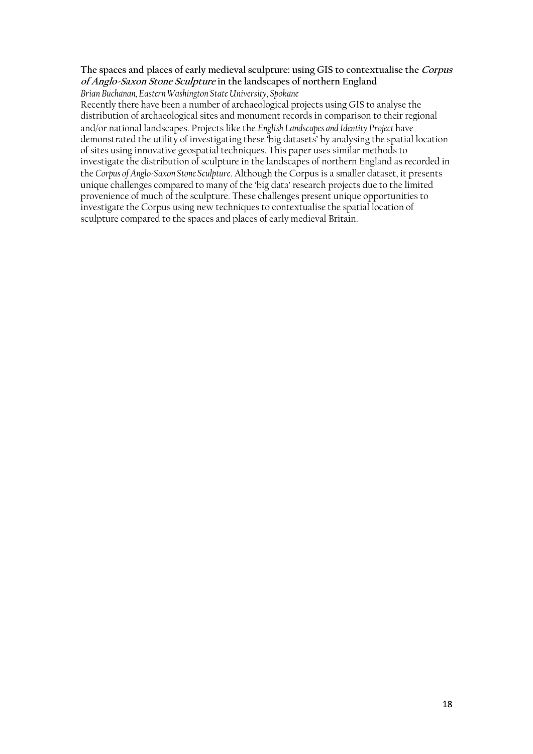**The spaces and places of early medieval sculpture: using GIS to contextualise the *Corpus of Anglo-Saxon Stone Sculpture* in the landscapes of northern England**

*Brian Buchanan, Eastern Washington State University, Spokane*

Recently there have been a number of archaeological projects using GIS to analyse the distribution of archaeological sites and monument records in comparison to their regional and/or national landscapes. Projects like the *English Landscapes and Identity Project* have demonstrated the utility of investigating these 'big datasets' by analysing the spatial location of sites using innovative geospatial techniques. This paper uses similar methods to investigate the distribution of sculpture in the landscapes of northern England as recorded in the *Corpus of Anglo-Saxon Stone Sculpture*. Although the Corpus is a smaller dataset, it presents unique challenges compared to many of the 'big data' research projects due to the limited provenience of much of the sculpture. These challenges present unique opportunities to investigate the Corpus using new techniques to contextualise the spatial location of sculpture compared to the spaces and places of early medieval Britain.